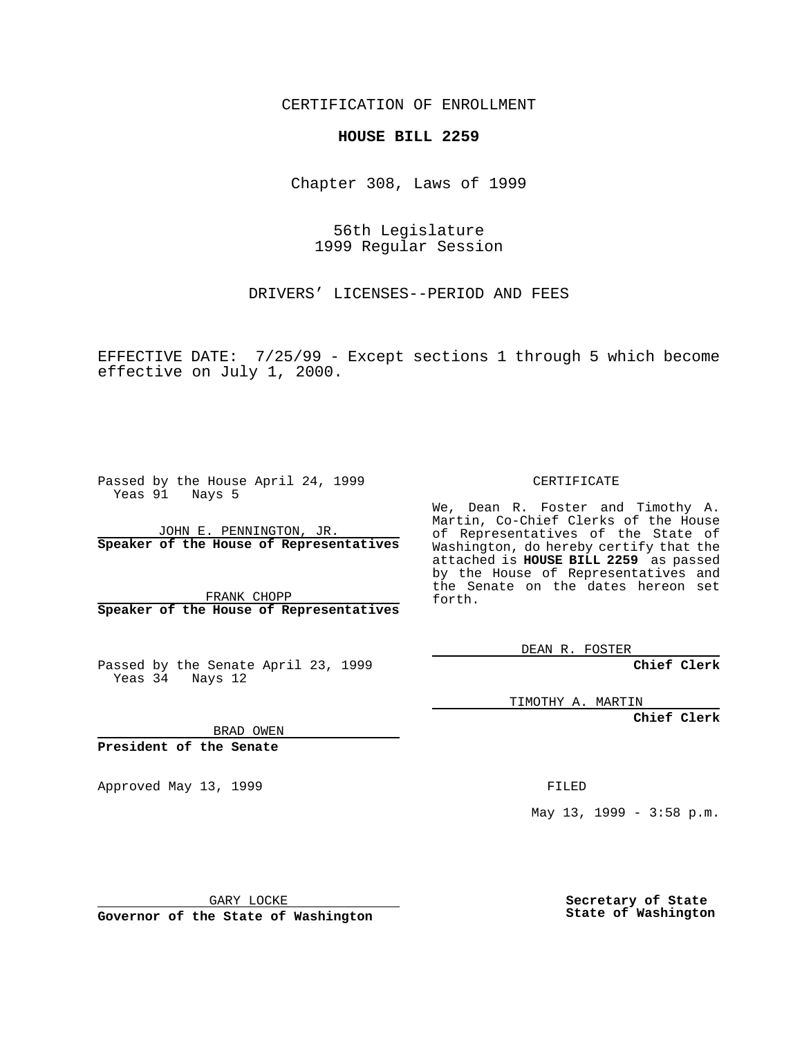CERTIFICATION OF ENROLLMENT

**HOUSE BILL 2259**

Chapter 308, Laws of 1999

56th Legislature
1999 Regular Session

DRIVERS' LICENSES--PERIOD AND FEES

EFFECTIVE DATE: 7/25/99 - Except sections 1 through 5 which become effective on July 1, 2000.

Passed by the House April 24, 1999
Yeas 91 Nays 5

JOHN E. PENNINGTON, JR.
**Speaker of the House of Representatives**

FRANK CHOPP
**Speaker of the House of Representatives**

Passed by the Senate April 23, 1999
Yeas 34 Nays 12

BRAD OWEN
**President of the Senate**

Approved May 13, 1999

GARY LOCKE
**Governor of the State of Washington**

CERTIFICATE

We, Dean R. Foster and Timothy A. Martin, Co-Chief Clerks of the House of Representatives of the State of Washington, do hereby certify that the attached is **HOUSE BILL 2259** as passed by the House of Representatives and the Senate on the dates hereon set forth.

DEAN R. FOSTER
**Chief Clerk**

TIMOTHY A. MARTIN
**Chief Clerk**

FILED

May 13, 1999 - 3:58 p.m.

**Secretary of State**
**State of Washington**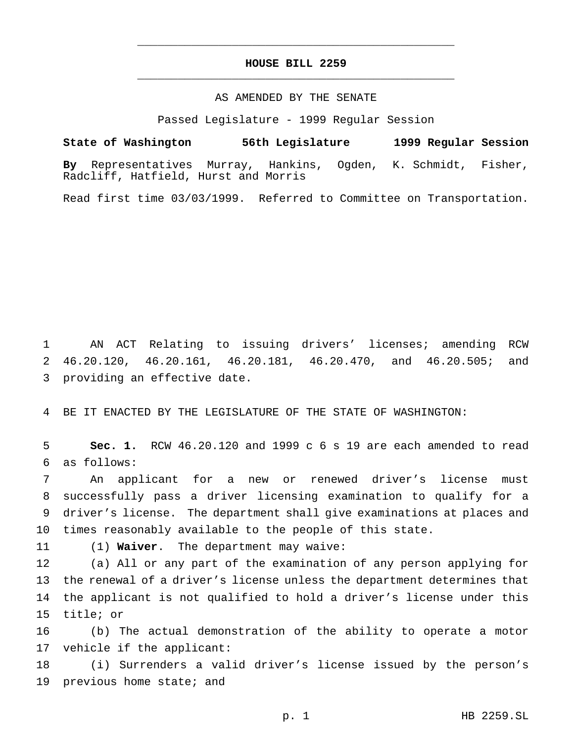# HOUSE BILL 2259

AS AMENDED BY THE SENATE

Passed Legislature - 1999 Regular Session

**State of Washington 56th Legislature 1999 Regular Session**

**By** Representatives Murray, Hankins, Ogden, K. Schmidt, Fisher, Radcliff, Hatfield, Hurst and Morris

Read first time 03/03/1999. Referred to Committee on Transportation.

AN ACT Relating to issuing drivers' licenses; amending RCW 46.20.120, 46.20.161, 46.20.181, 46.20.470, and 46.20.505; and providing an effective date.

BE IT ENACTED BY THE LEGISLATURE OF THE STATE OF WASHINGTON:

**Sec. 1.** RCW 46.20.120 and 1999 c 6 s 19 are each amended to read as follows:

An applicant for a new or renewed driver's license must successfully pass a driver licensing examination to qualify for a driver's license. The department shall give examinations at places and times reasonably available to the people of this state.

(1) **Waiver**. The department may waive:

(a) All or any part of the examination of any person applying for the renewal of a driver's license unless the department determines that the applicant is not qualified to hold a driver's license under this title; or

(b) The actual demonstration of the ability to operate a motor vehicle if the applicant:

(i) Surrenders a valid driver's license issued by the person's previous home state; and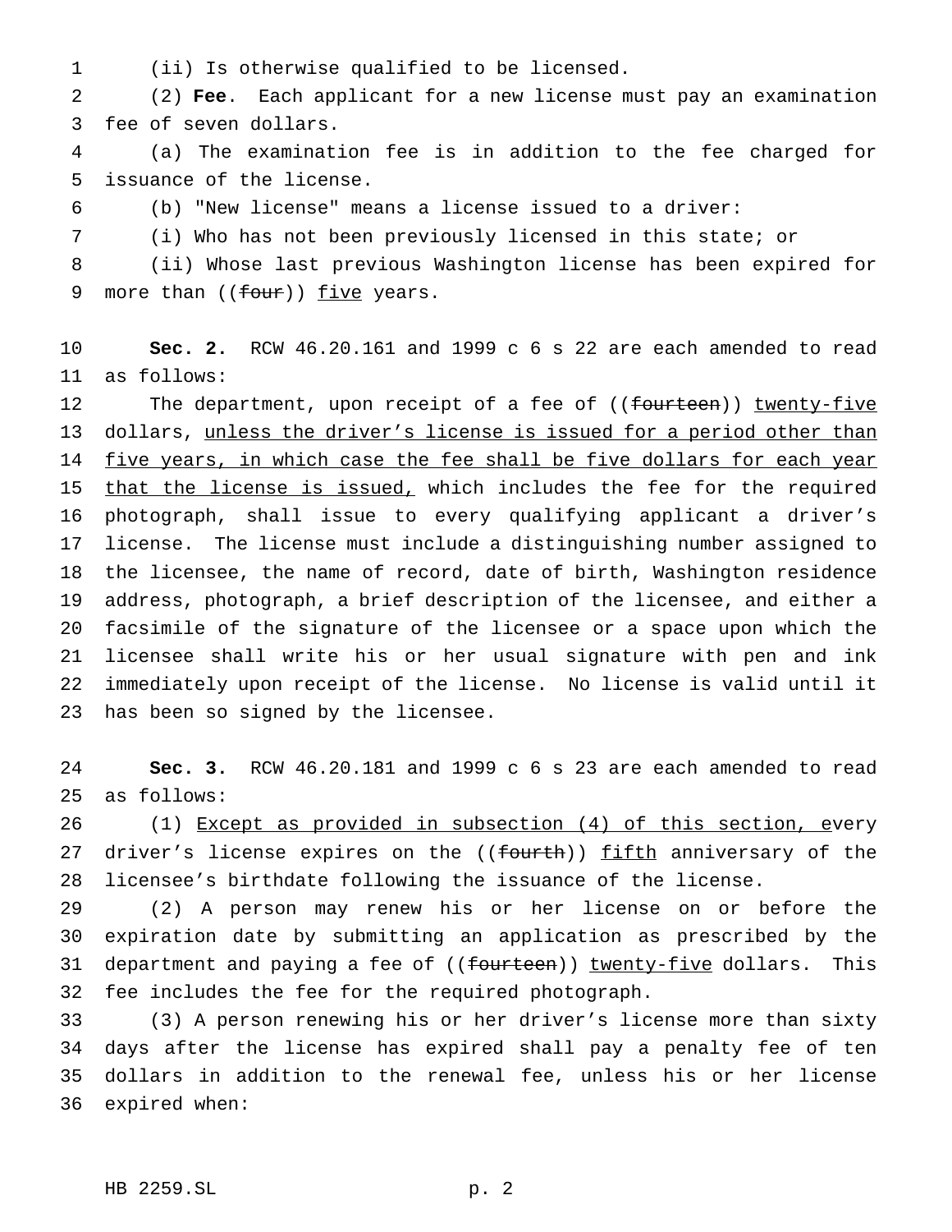(ii) Is otherwise qualified to be licensed.

(2) **Fee**. Each applicant for a new license must pay an examination fee of seven dollars.

(a) The examination fee is in addition to the fee charged for issuance of the license.

(b) "New license" means a license issued to a driver:

(i) Who has not been previously licensed in this state; or

(ii) Whose last previous Washington license has been expired for more than ((~~four~~)) <u>five</u> years.

**Sec. 2.** RCW 46.20.161 and 1999 c 6 s 22 are each amended to read as follows:

The department, upon receipt of a fee of ((~~fourteen~~)) <u>twenty-five</u> dollars, <u>unless the driver's license is issued for a period other than five years, in which case the fee shall be five dollars for each year that the license is issued,</u> which includes the fee for the required photograph, shall issue to every qualifying applicant a driver's license. The license must include a distinguishing number assigned to the licensee, the name of record, date of birth, Washington residence address, photograph, a brief description of the licensee, and either a facsimile of the signature of the licensee or a space upon which the licensee shall write his or her usual signature with pen and ink immediately upon receipt of the license. No license is valid until it has been so signed by the licensee.

**Sec. 3.** RCW 46.20.181 and 1999 c 6 s 23 are each amended to read as follows:

(1) <u>Except as provided in subsection (4) of this section, e</u>very driver's license expires on the ((~~fourth~~)) <u>fifth</u> anniversary of the licensee's birthdate following the issuance of the license.

(2) A person may renew his or her license on or before the expiration date by submitting an application as prescribed by the department and paying a fee of ((~~fourteen~~)) <u>twenty-five</u> dollars. This fee includes the fee for the required photograph.

(3) A person renewing his or her driver's license more than sixty days after the license has expired shall pay a penalty fee of ten dollars in addition to the renewal fee, unless his or her license expired when: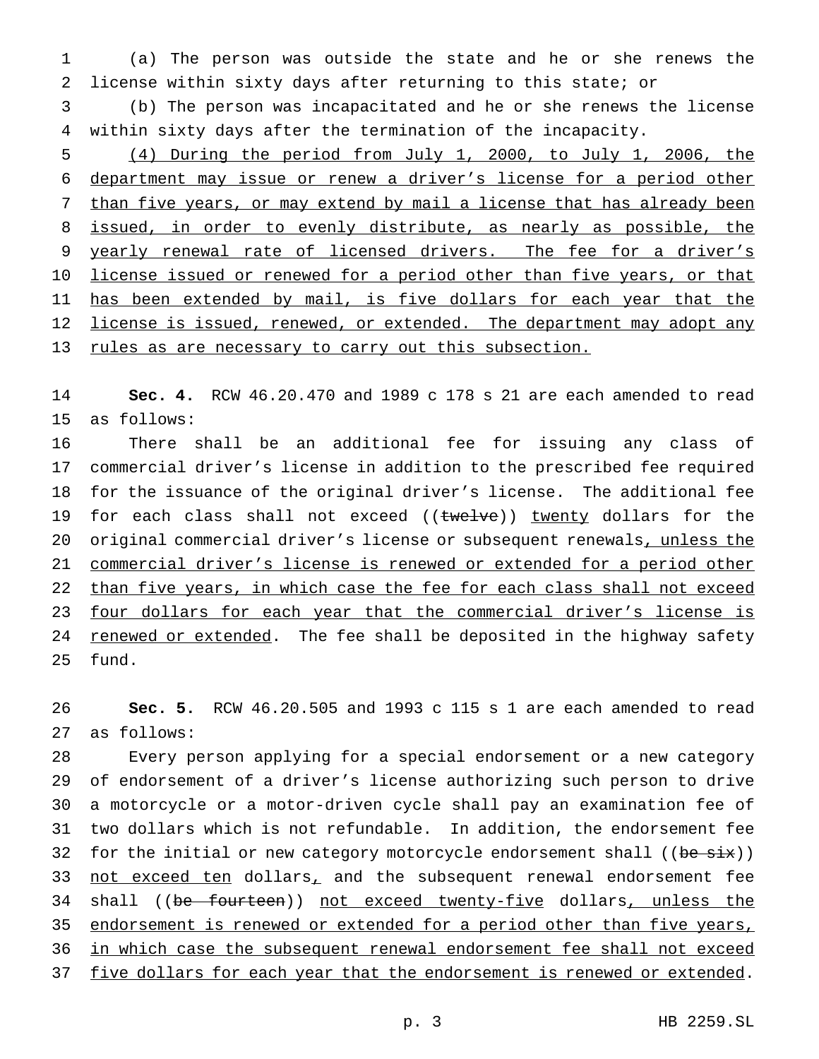(a) The person was outside the state and he or she renews the license within sixty days after returning to this state; or

(b) The person was incapacitated and he or she renews the license within sixty days after the termination of the incapacity.

(4) During the period from July 1, 2000, to July 1, 2006, the department may issue or renew a driver's license for a period other than five years, or may extend by mail a license that has already been issued, in order to evenly distribute, as nearly as possible, the yearly renewal rate of licensed drivers. The fee for a driver's license issued or renewed for a period other than five years, or that has been extended by mail, is five dollars for each year that the license is issued, renewed, or extended. The department may adopt any rules as are necessary to carry out this subsection.

**Sec. 4.** RCW 46.20.470 and 1989 c 178 s 21 are each amended to read as follows:

There shall be an additional fee for issuing any class of commercial driver's license in addition to the prescribed fee required for the issuance of the original driver's license. The additional fee for each class shall not exceed ((~~twelve~~)) twenty dollars for the original commercial driver's license or subsequent renewals, unless the commercial driver's license is renewed or extended for a period other than five years, in which case the fee for each class shall not exceed four dollars for each year that the commercial driver's license is renewed or extended. The fee shall be deposited in the highway safety fund.

**Sec. 5.** RCW 46.20.505 and 1993 c 115 s 1 are each amended to read as follows:

Every person applying for a special endorsement or a new category of endorsement of a driver's license authorizing such person to drive a motorcycle or a motor-driven cycle shall pay an examination fee of two dollars which is not refundable. In addition, the endorsement fee for the initial or new category motorcycle endorsement shall ((~~be six~~)) not exceed ten dollars, and the subsequent renewal endorsement fee shall ((~~be fourteen~~)) not exceed twenty-five dollars, unless the endorsement is renewed or extended for a period other than five years, in which case the subsequent renewal endorsement fee shall not exceed five dollars for each year that the endorsement is renewed or extended.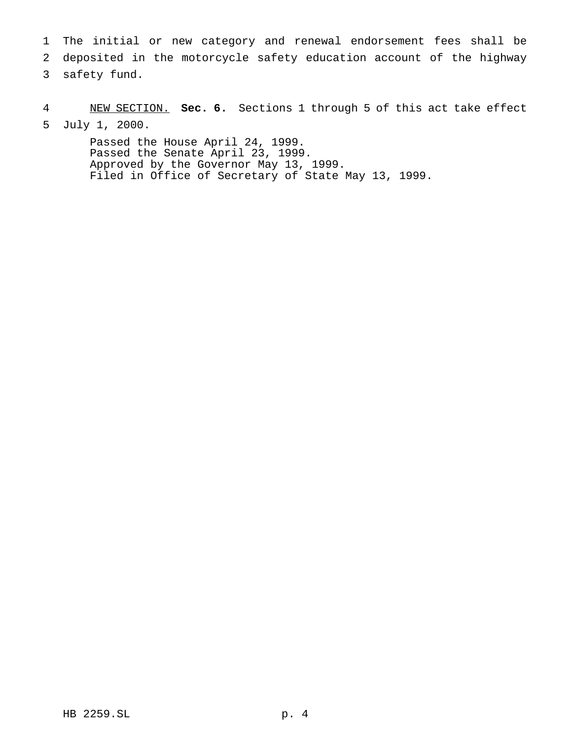The initial or new category and renewal endorsement fees shall be deposited in the motorcycle safety education account of the highway safety fund.

NEW SECTION. **Sec. 6.** Sections 1 through 5 of this act take effect July 1, 2000.

Passed the House April 24, 1999.
Passed the Senate April 23, 1999.
Approved by the Governor May 13, 1999.
Filed in Office of Secretary of State May 13, 1999.